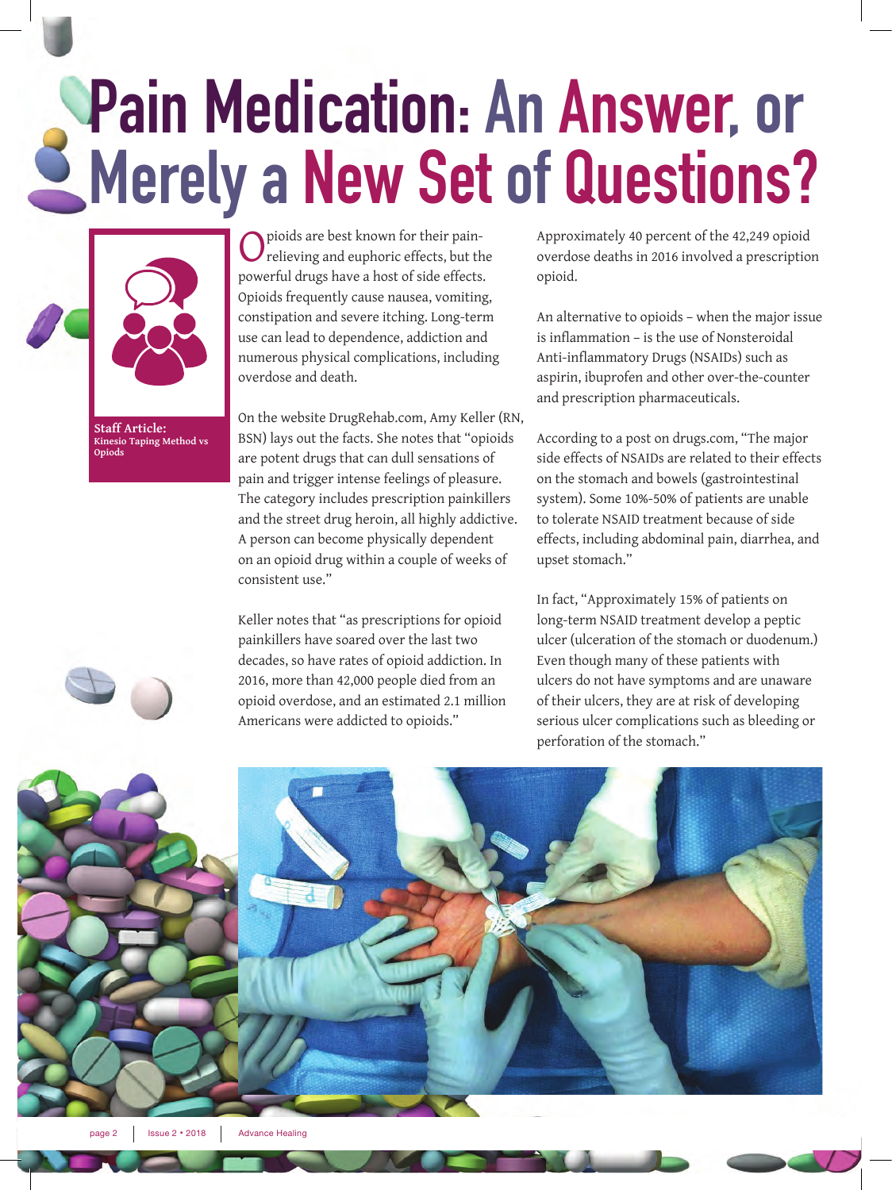# Pain Medication: An Answer, or Merely a New Set of Questions?

**Staff Article:**
**Kinesio Taping Method vs Opiods**

Opioids are best known for their pain-relieving and euphoric effects, but the powerful drugs have a host of side effects. Opioids frequently cause nausea, vomiting, constipation and severe itching. Long-term use can lead to dependence, addiction and numerous physical complications, including overdose and death.

On the website DrugRehab.com, Amy Keller (RN, BSN) lays out the facts. She notes that "opioids are potent drugs that can dull sensations of pain and trigger intense feelings of pleasure. The category includes prescription painkillers and the street drug heroin, all highly addictive. A person can become physically dependent on an opioid drug within a couple of weeks of consistent use."

Keller notes that "as prescriptions for opioid painkillers have soared over the last two decades, so have rates of opioid addiction. In 2016, more than 42,000 people died from an opioid overdose, and an estimated 2.1 million Americans were addicted to opioids."

Approximately 40 percent of the 42,249 opioid overdose deaths in 2016 involved a prescription opioid.

An alternative to opioids – when the major issue is inflammation – is the use of Nonsteroidal Anti-inflammatory Drugs (NSAIDs) such as aspirin, ibuprofen and other over-the-counter and prescription pharmaceuticals.

According to a post on drugs.com, "The major side effects of NSAIDs are related to their effects on the stomach and bowels (gastrointestinal system). Some 10%-50% of patients are unable to tolerate NSAID treatment because of side effects, including abdominal pain, diarrhea, and upset stomach."

In fact, "Approximately 15% of patients on long-term NSAID treatment develop a peptic ulcer (ulceration of the stomach or duodenum.) Even though many of these patients with ulcers do not have symptoms and are unaware of their ulcers, they are at risk of developing serious ulcer complications such as bleeding or perforation of the stomach."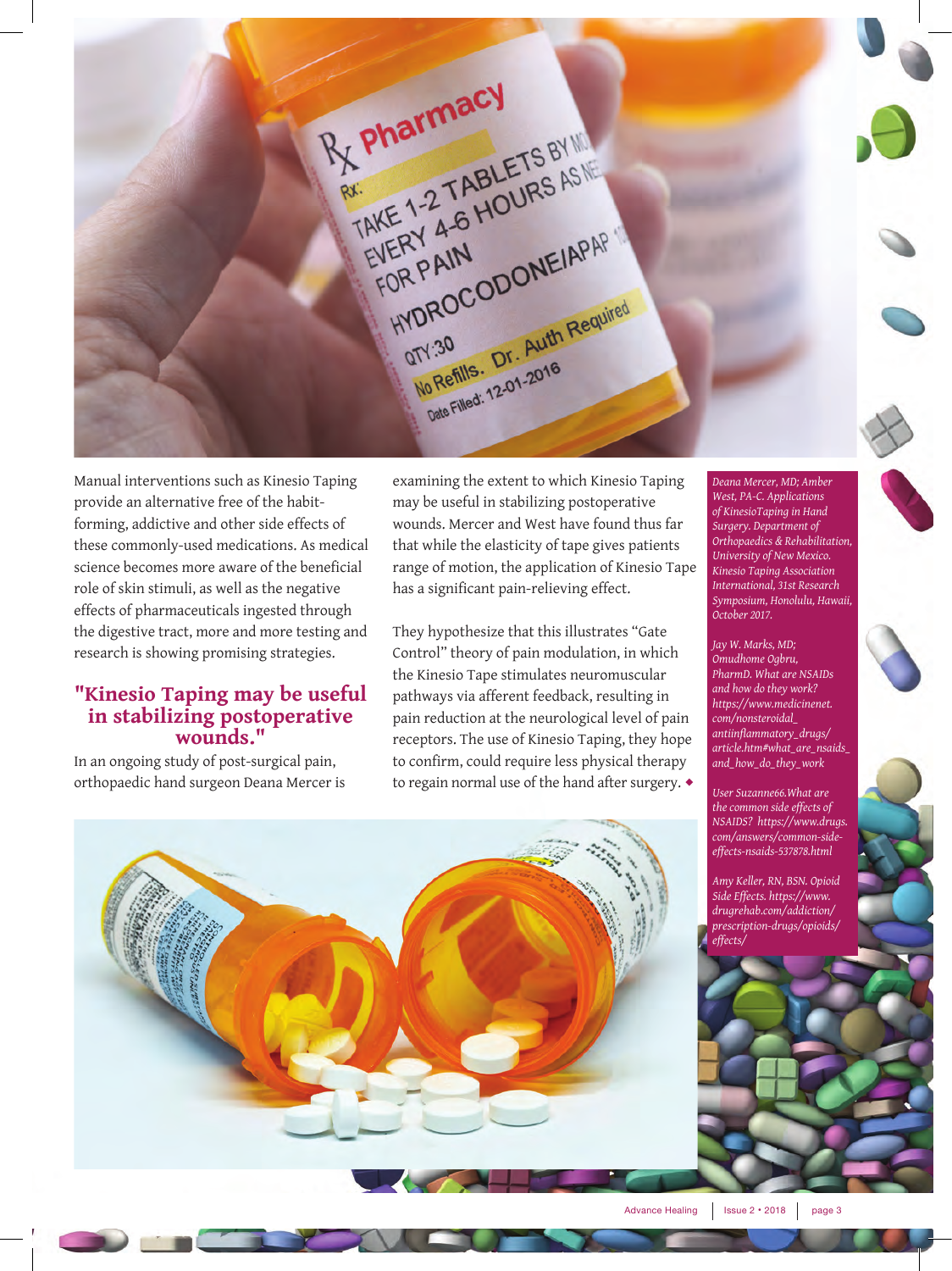Manual interventions such as Kinesio Taping provide an alternative free of the habit-forming, addictive and other side effects of these commonly-used medications. As medical science becomes more aware of the beneficial role of skin stimuli, as well as the negative effects of pharmaceuticals ingested through the digestive tract, more and more testing and research is showing promising strategies.

## "Kinesio Taping may be useful in stabilizing postoperative wounds."

In an ongoing study of post-surgical pain, orthopaedic hand surgeon Deana Mercer is examining the extent to which Kinesio Taping may be useful in stabilizing postoperative wounds. Mercer and West have found thus far that while the elasticity of tape gives patients range of motion, the application of Kinesio Tape has a significant pain-relieving effect.

They hypothesize that this illustrates "Gate Control" theory of pain modulation, in which the Kinesio Tape stimulates neuromuscular pathways via afferent feedback, resulting in pain reduction at the neurological level of pain receptors. The use of Kinesio Taping, they hope to confirm, could require less physical therapy to regain normal use of the hand after surgery. ◆

*Deana Mercer, MD; Amber West, PA-C. Applications of KinesioTaping in Hand Surgery. Department of Orthopaedics & Rehabilitation, University of New Mexico. Kinesio Taping Association International, 31st Research Symposium, Honolulu, Hawaii, October 2017.*

*Jay W. Marks, MD; Omudhome Ogbru, PharmD. What are NSAIDs and how do they work? https://www.medicinenet.com/nonsteroidal_antiinflammatory_drugs/article.htm#what_are_nsaids_and_how_do_they_work*

*User Suzanne66.What are the common side effects of NSAIDS? https://www.drugs.com/answers/common-side-effects-nsaids-537878.html*

*Amy Keller, RN, BSN. Opioid Side Effects. https://www.drugrehab.com/addiction/prescription-drugs/opioids/effects/*